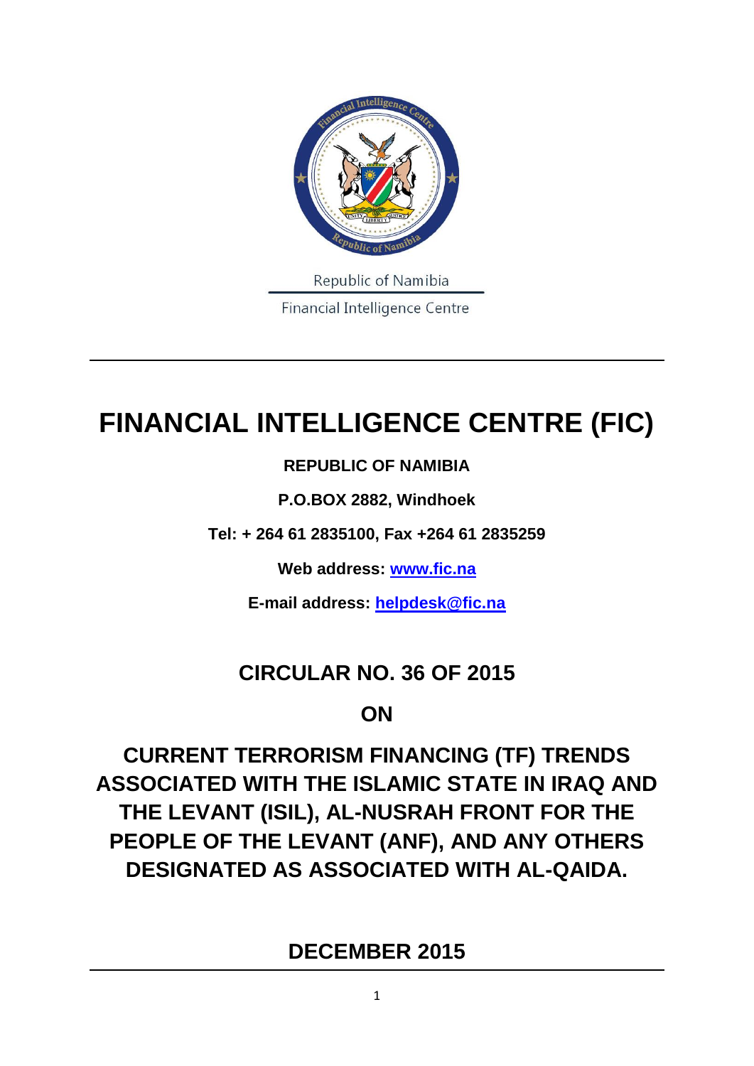Republic of Namibia

Financial Intelligence Centre

# FINANCIAL INTELLIGENCE CENTRE (FIC)

**REPUBLIC OF NAMIBIA**

**P.O.BOX 2882, Windhoek**

**Tel: + 264 61 2835100, Fax +264 61 2835259**

**Web address: [www.fic.na](http://www.fic.na)**

**E-mail address: [helpdesk@fic.na](mailto:helpdesk@fic.na)**

## CIRCULAR NO. 36 OF 2015

## ON

## CURRENT TERRORISM FINANCING (TF) TRENDS ASSOCIATED WITH THE ISLAMIC STATE IN IRAQ AND THE LEVANT (ISIL), AL-NUSRAH FRONT FOR THE PEOPLE OF THE LEVANT (ANF), AND ANY OTHERS DESIGNATED AS ASSOCIATED WITH AL-QAIDA.

## DECEMBER 2015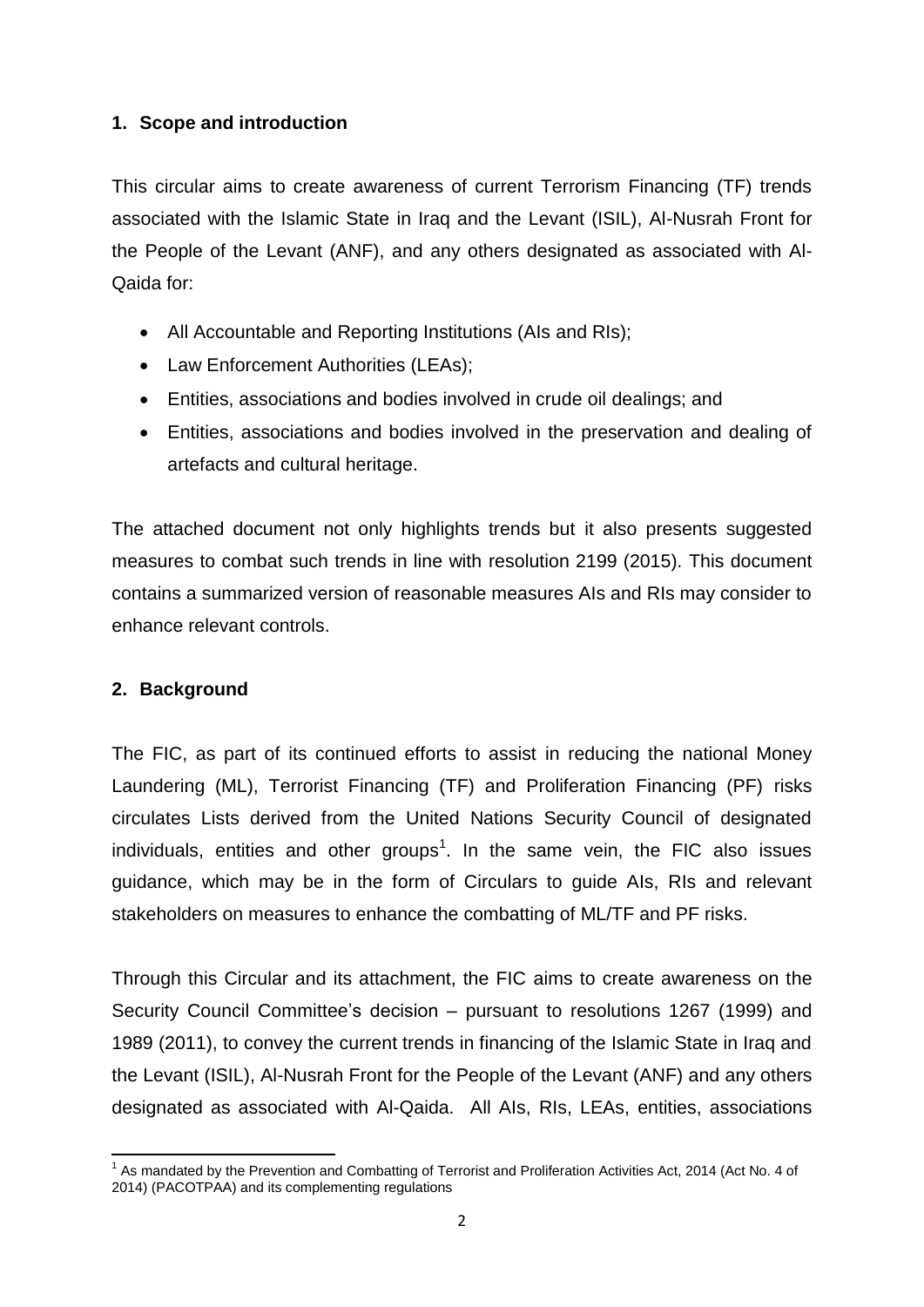## 1. Scope and introduction

This circular aims to create awareness of current Terrorism Financing (TF) trends associated with the Islamic State in Iraq and the Levant (ISIL), Al-Nusrah Front for the People of the Levant (ANF), and any others designated as associated with Al-Qaida for:

- All Accountable and Reporting Institutions (AIs and RIs);
- Law Enforcement Authorities (LEAs);
- Entities, associations and bodies involved in crude oil dealings; and
- Entities, associations and bodies involved in the preservation and dealing of artefacts and cultural heritage.

The attached document not only highlights trends but it also presents suggested measures to combat such trends in line with resolution 2199 (2015). This document contains a summarized version of reasonable measures AIs and RIs may consider to enhance relevant controls.

## 2. Background

The FIC, as part of its continued efforts to assist in reducing the national Money Laundering (ML), Terrorist Financing (TF) and Proliferation Financing (PF) risks circulates Lists derived from the United Nations Security Council of designated individuals, entities and other groups[1]. In the same vein, the FIC also issues guidance, which may be in the form of Circulars to guide AIs, RIs and relevant stakeholders on measures to enhance the combatting of ML/TF and PF risks.

Through this Circular and its attachment, the FIC aims to create awareness on the Security Council Committee's decision – pursuant to resolutions 1267 (1999) and 1989 (2011), to convey the current trends in financing of the Islamic State in Iraq and the Levant (ISIL), Al-Nusrah Front for the People of the Levant (ANF) and any others designated as associated with Al-Qaida. All AIs, RIs, LEAs, entities, associations

[1] As mandated by the Prevention and Combatting of Terrorist and Proliferation Activities Act, 2014 (Act No. 4 of 2014) (PACOTPAA) and its complementing regulations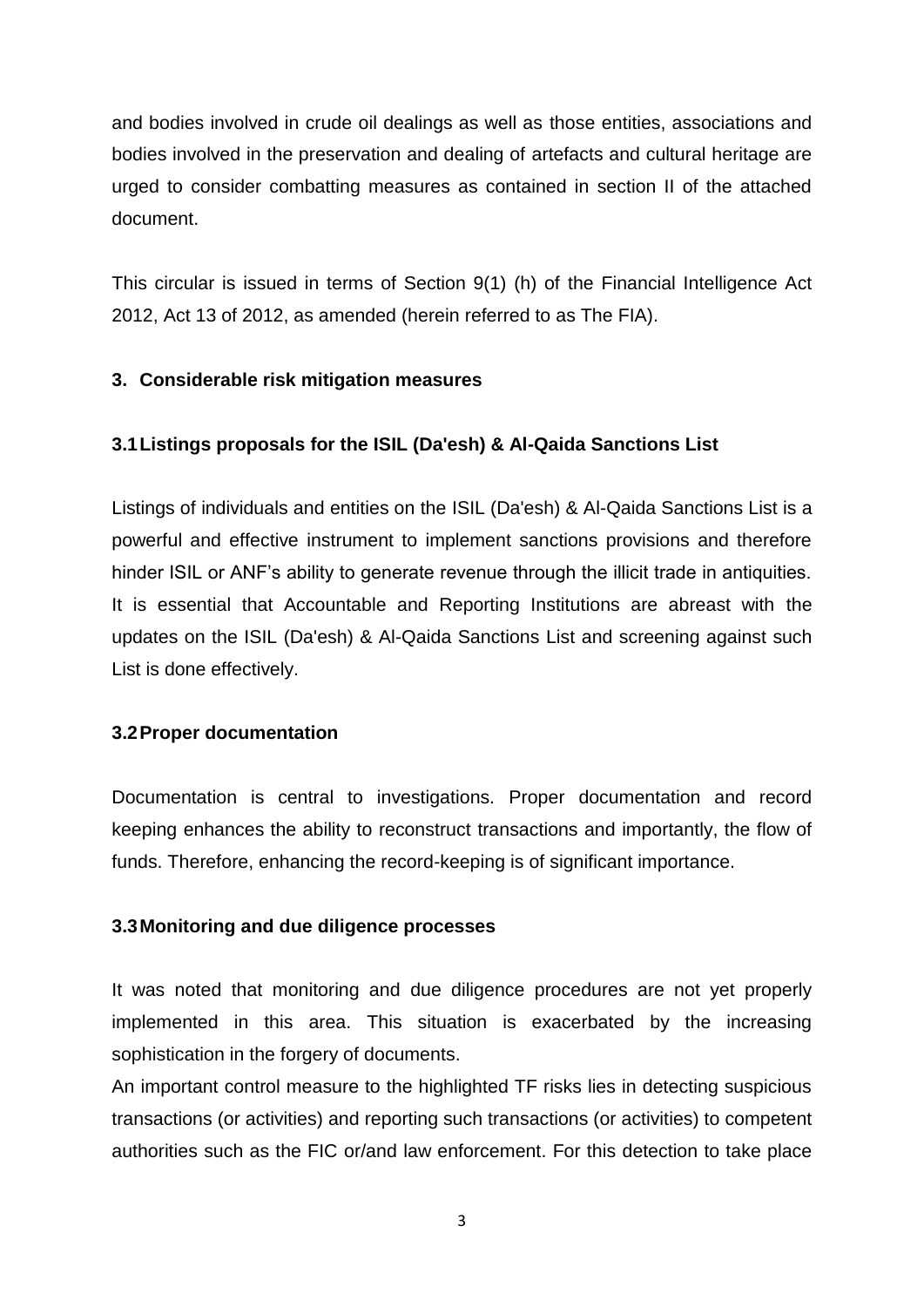and bodies involved in crude oil dealings as well as those entities, associations and bodies involved in the preservation and dealing of artefacts and cultural heritage are urged to consider combatting measures as contained in section II of the attached document.

This circular is issued in terms of Section 9(1) (h) of the Financial Intelligence Act 2012, Act 13 of 2012, as amended (herein referred to as The FIA).

## 3. Considerable risk mitigation measures

### 3.1 Listings proposals for the ISIL (Da'esh) & Al-Qaida Sanctions List

Listings of individuals and entities on the ISIL (Da'esh) & Al-Qaida Sanctions List is a powerful and effective instrument to implement sanctions provisions and therefore hinder ISIL or ANF's ability to generate revenue through the illicit trade in antiquities. It is essential that Accountable and Reporting Institutions are abreast with the updates on the ISIL (Da'esh) & Al-Qaida Sanctions List and screening against such List is done effectively.

### 3.2 Proper documentation

Documentation is central to investigations. Proper documentation and record keeping enhances the ability to reconstruct transactions and importantly, the flow of funds. Therefore, enhancing the record-keeping is of significant importance.

### 3.3 Monitoring and due diligence processes

It was noted that monitoring and due diligence procedures are not yet properly implemented in this area. This situation is exacerbated by the increasing sophistication in the forgery of documents.

An important control measure to the highlighted TF risks lies in detecting suspicious transactions (or activities) and reporting such transactions (or activities) to competent authorities such as the FIC or/and law enforcement. For this detection to take place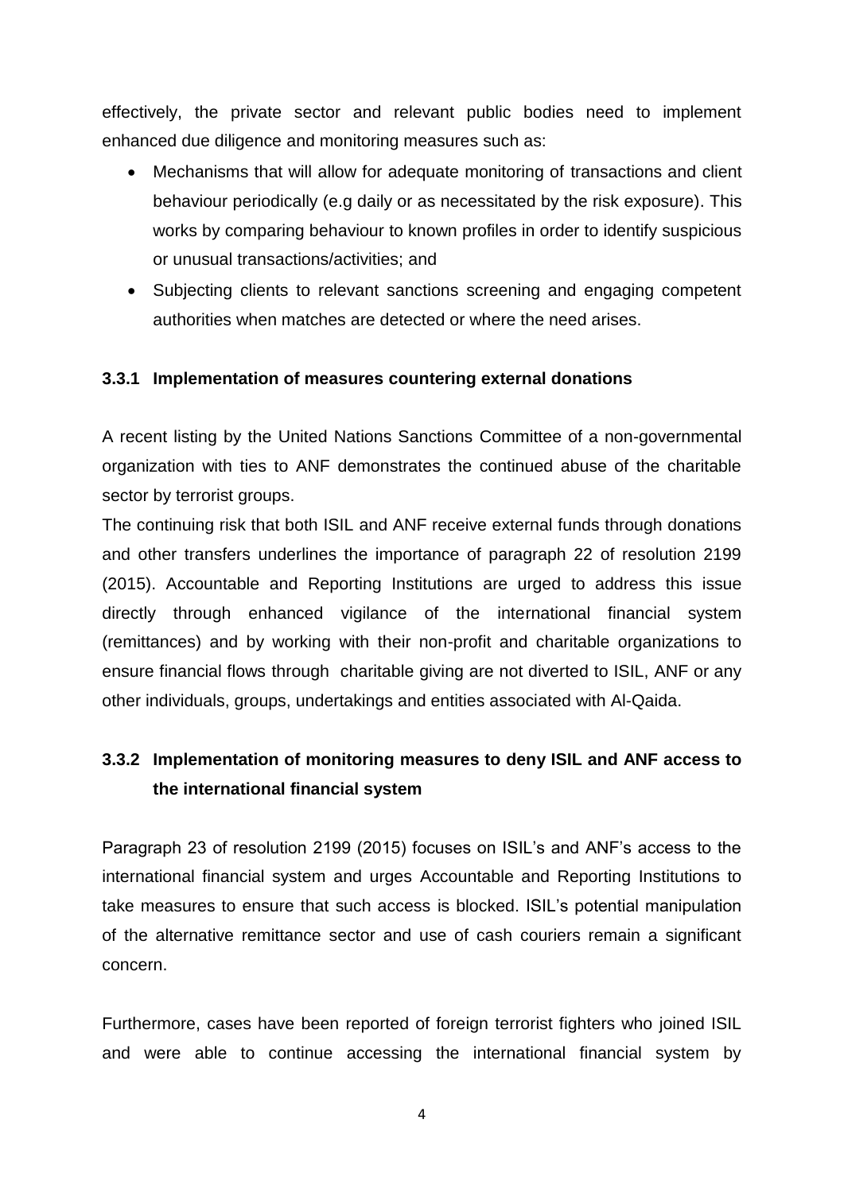effectively, the private sector and relevant public bodies need to implement enhanced due diligence and monitoring measures such as:

- Mechanisms that will allow for adequate monitoring of transactions and client behaviour periodically (e.g daily or as necessitated by the risk exposure). This works by comparing behaviour to known profiles in order to identify suspicious or unusual transactions/activities; and
- Subjecting clients to relevant sanctions screening and engaging competent authorities when matches are detected or where the need arises.

### 3.3.1 Implementation of measures countering external donations

A recent listing by the United Nations Sanctions Committee of a non-governmental organization with ties to ANF demonstrates the continued abuse of the charitable sector by terrorist groups.

The continuing risk that both ISIL and ANF receive external funds through donations and other transfers underlines the importance of paragraph 22 of resolution 2199 (2015). Accountable and Reporting Institutions are urged to address this issue directly through enhanced vigilance of the international financial system (remittances) and by working with their non-profit and charitable organizations to ensure financial flows through charitable giving are not diverted to ISIL, ANF or any other individuals, groups, undertakings and entities associated with Al-Qaida.

### 3.3.2 Implementation of monitoring measures to deny ISIL and ANF access to the international financial system

Paragraph 23 of resolution 2199 (2015) focuses on ISIL's and ANF's access to the international financial system and urges Accountable and Reporting Institutions to take measures to ensure that such access is blocked. ISIL's potential manipulation of the alternative remittance sector and use of cash couriers remain a significant concern.

Furthermore, cases have been reported of foreign terrorist fighters who joined ISIL and were able to continue accessing the international financial system by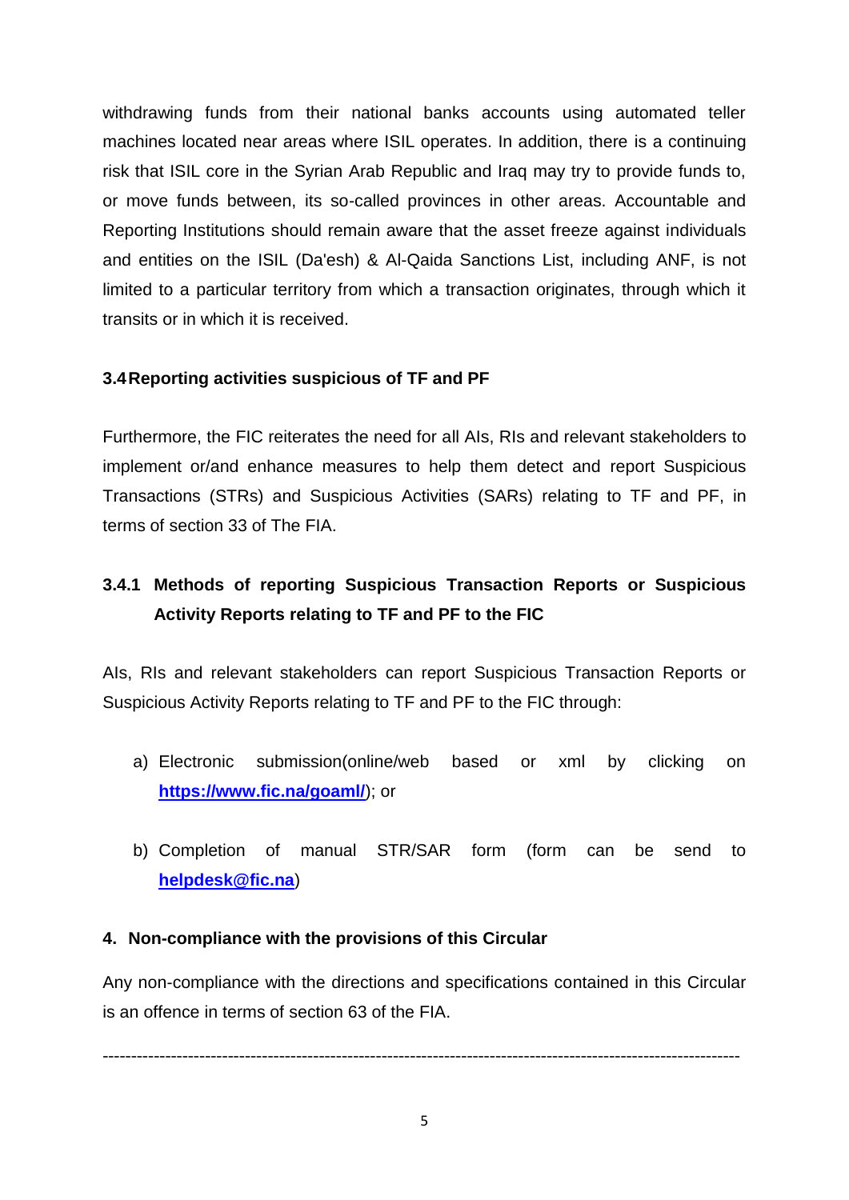withdrawing funds from their national banks accounts using automated teller machines located near areas where ISIL operates. In addition, there is a continuing risk that ISIL core in the Syrian Arab Republic and Iraq may try to provide funds to, or move funds between, its so-called provinces in other areas. Accountable and Reporting Institutions should remain aware that the asset freeze against individuals and entities on the ISIL (Da'esh) & Al-Qaida Sanctions List, including ANF, is not limited to a particular territory from which a transaction originates, through which it transits or in which it is received.

### 3.4 Reporting activities suspicious of TF and PF

Furthermore, the FIC reiterates the need for all AIs, RIs and relevant stakeholders to implement or/and enhance measures to help them detect and report Suspicious Transactions (STRs) and Suspicious Activities (SARs) relating to TF and PF, in terms of section 33 of The FIA.

#### 3.4.1 Methods of reporting Suspicious Transaction Reports or Suspicious Activity Reports relating to TF and PF to the FIC

AIs, RIs and relevant stakeholders can report Suspicious Transaction Reports or Suspicious Activity Reports relating to TF and PF to the FIC through:

a) Electronic submission(online/web based or xml by clicking on **https://www.fic.na/goaml/**); or

b) Completion of manual STR/SAR form (form can be send to **helpdesk@fic.na**)

### 4. Non-compliance with the provisions of this Circular

Any non-compliance with the directions and specifications contained in this Circular is an offence in terms of section 63 of the FIA.

---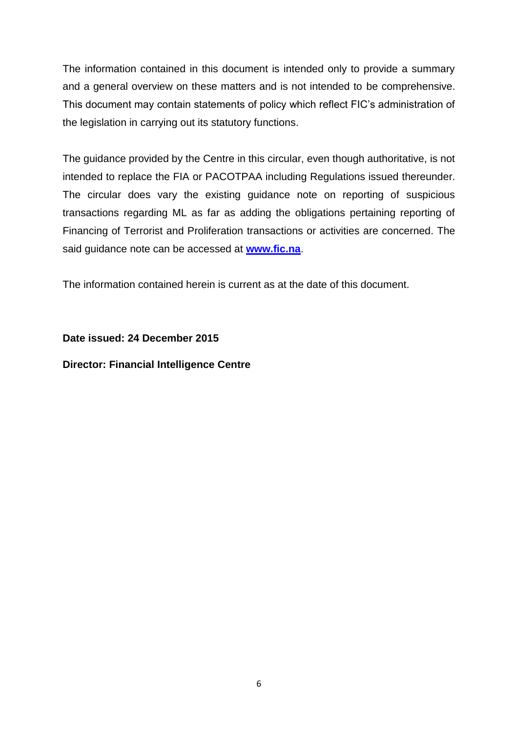The information contained in this document is intended only to provide a summary and a general overview on these matters and is not intended to be comprehensive. This document may contain statements of policy which reflect FIC's administration of the legislation in carrying out its statutory functions.

The guidance provided by the Centre in this circular, even though authoritative, is not intended to replace the FIA or PACOTPAA including Regulations issued thereunder. The circular does vary the existing guidance note on reporting of suspicious transactions regarding ML as far as adding the obligations pertaining reporting of Financing of Terrorist and Proliferation transactions or activities are concerned. The said guidance note can be accessed at **www.fic.na**.

The information contained herein is current as at the date of this document.

**Date issued: 24 December 2015**

**Director: Financial Intelligence Centre**